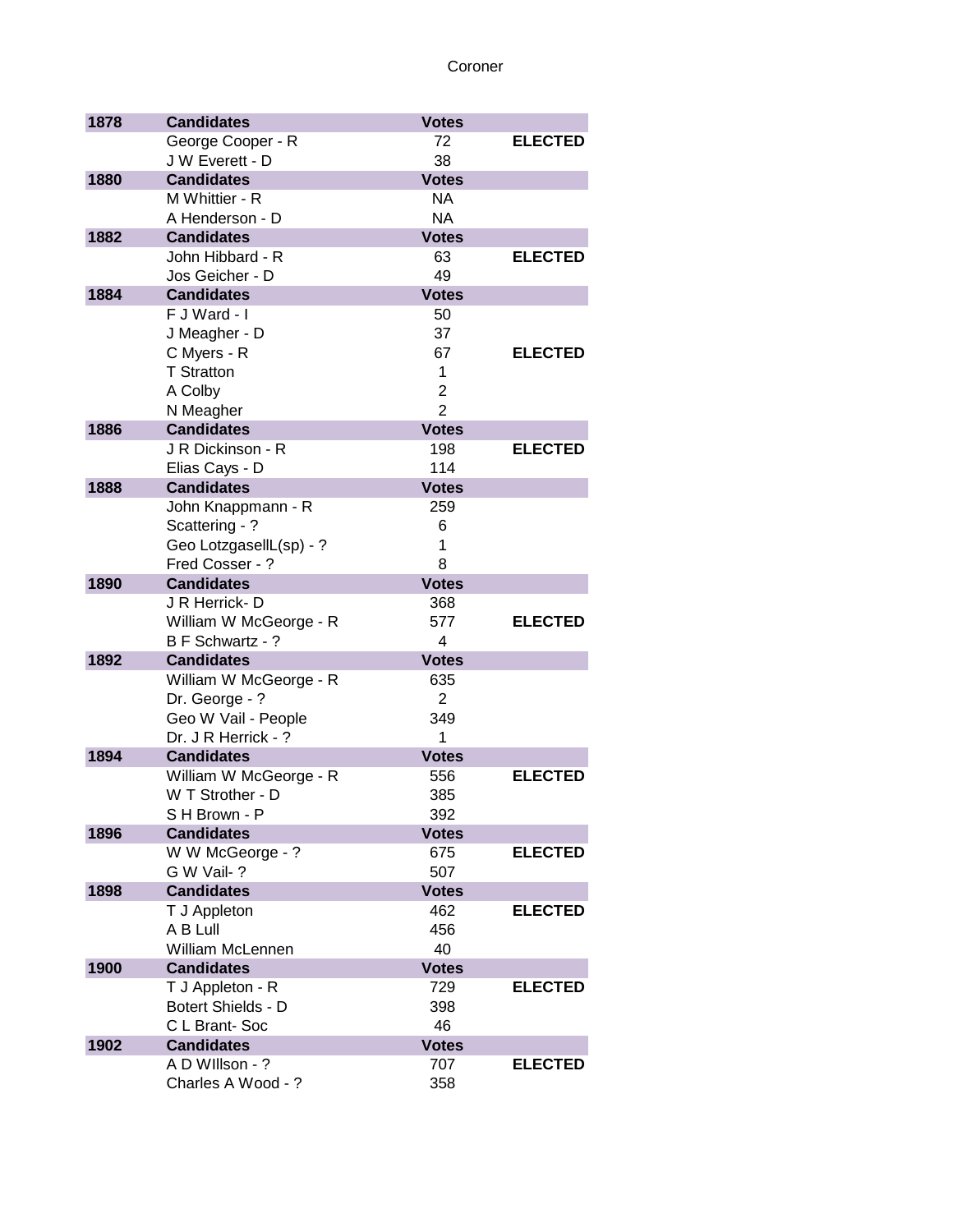# Coroner

| Year | Candidates | Votes | |
|---|---|---|---|
| 1878 | Candidates | Votes | |
| | George Cooper - R | 72 | ELECTED |
| | J W Everett - D | 38 | |
| 1880 | Candidates | Votes | |
| | M Whittier - R | NA | |
| | A Henderson - D | NA | |
| 1882 | Candidates | Votes | |
| | John Hibbard - R | 63 | ELECTED |
| | Jos Geicher - D | 49 | |
| 1884 | Candidates | Votes | |
| | F J Ward - I | 50 | |
| | J Meagher - D | 37 | |
| | C Myers - R | 67 | ELECTED |
| | T Stratton | 1 | |
| | A Colby | 2 | |
| | N Meagher | 2 | |
| 1886 | Candidates | Votes | |
| | J R Dickinson - R | 198 | ELECTED |
| | Elias Cays - D | 114 | |
| 1888 | Candidates | Votes | |
| | John Knappmann - R | 259 | |
| | Scattering - ? | 6 | |
| | Geo LotzgasellL(sp) - ? | 1 | |
| | Fred Cosser - ? | 8 | |
| 1890 | Candidates | Votes | |
| | J R Herrick- D | 368 | |
| | William W McGeorge - R | 577 | ELECTED |
| | B F Schwartz - ? | 4 | |
| 1892 | Candidates | Votes | |
| | William W McGeorge - R | 635 | |
| | Dr. George - ? | 2 | |
| | Geo W Vail - People | 349 | |
| | Dr. J R Herrick - ? | 1 | |
| 1894 | Candidates | Votes | |
| | William W McGeorge - R | 556 | ELECTED |
| | W T Strother - D | 385 | |
| | S H Brown - P | 392 | |
| 1896 | Candidates | Votes | |
| | W W McGeorge - ? | 675 | ELECTED |
| | G W Vail- ? | 507 | |
| 1898 | Candidates | Votes | |
| | T J Appleton | 462 | ELECTED |
| | A B Lull | 456 | |
| | William McLennen | 40 | |
| 1900 | Candidates | Votes | |
| | T J Appleton - R | 729 | ELECTED |
| | Botert Shields - D | 398 | |
| | C L Brant- Soc | 46 | |
| 1902 | Candidates | Votes | |
| | A D WIllson - ? | 707 | ELECTED |
| | Charles A Wood - ? | 358 | |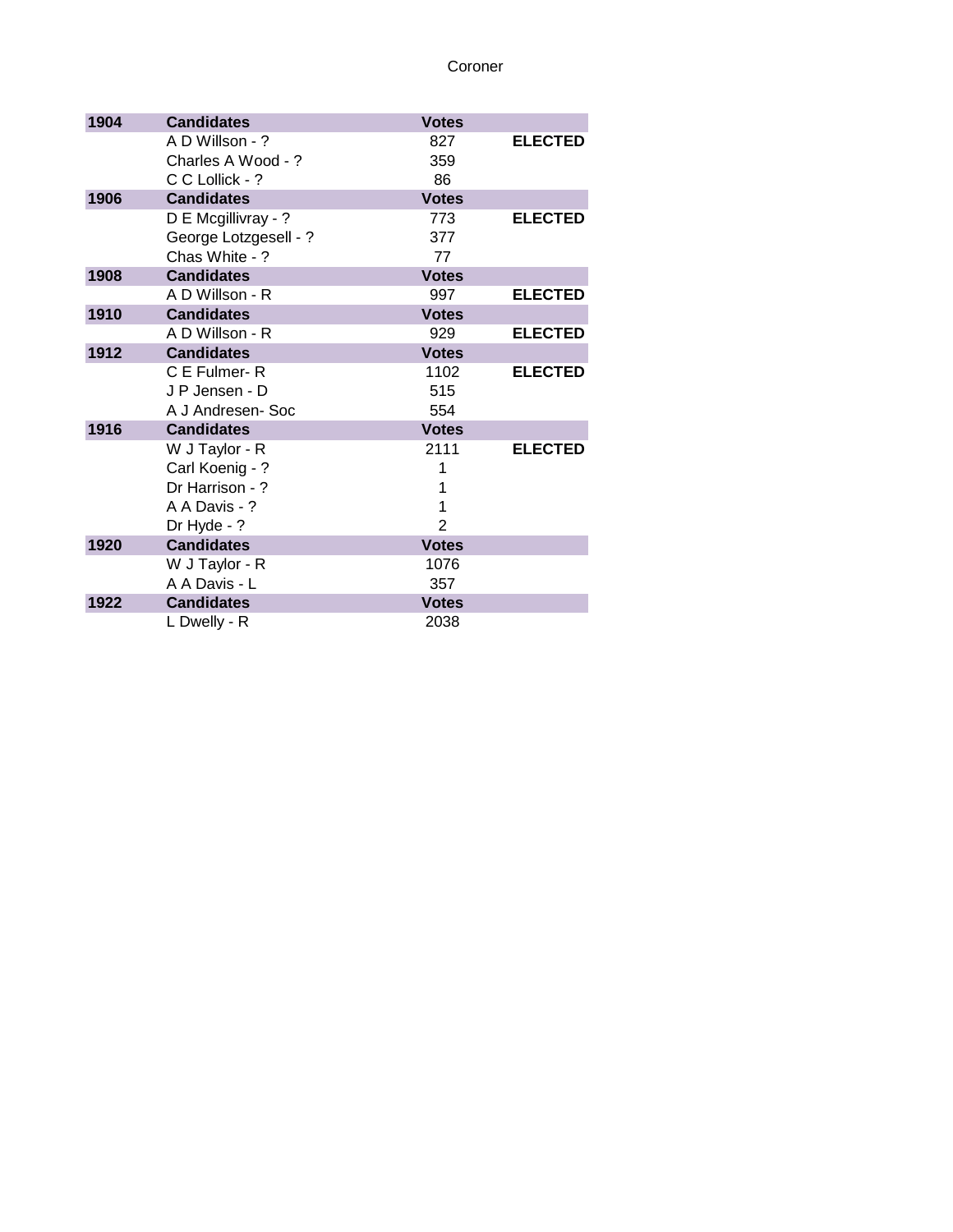# Coroner

| | | | |
|---|---|---|---|
| **1904** | **Candidates** | **Votes** | |
| | A D Willson - ? | 827 | **ELECTED** |
| | Charles A Wood - ? | 359 | |
| | C C Lollick - ? | 86 | |
| **1906** | **Candidates** | **Votes** | |
| | D E Mcgillivray - ? | 773 | **ELECTED** |
| | George Lotzgesell - ? | 377 | |
| | Chas White - ? | 77 | |
| **1908** | **Candidates** | **Votes** | |
| | A D Willson - R | 997 | **ELECTED** |
| **1910** | **Candidates** | **Votes** | |
| | A D Willson - R | 929 | **ELECTED** |
| **1912** | **Candidates** | **Votes** | |
| | C E Fulmer- R | 1102 | **ELECTED** |
| | J P Jensen - D | 515 | |
| | A J Andresen- Soc | 554 | |
| **1916** | **Candidates** | **Votes** | |
| | W J Taylor - R | 2111 | **ELECTED** |
| | Carl Koenig - ? | 1 | |
| | Dr Harrison - ? | 1 | |
| | A A Davis - ? | 1 | |
| | Dr Hyde - ? | 2 | |
| **1920** | **Candidates** | **Votes** | |
| | W J Taylor - R | 1076 | |
| | A A Davis - L | 357 | |
| **1922** | **Candidates** | **Votes** | |
| | L Dwelly - R | 2038 | |